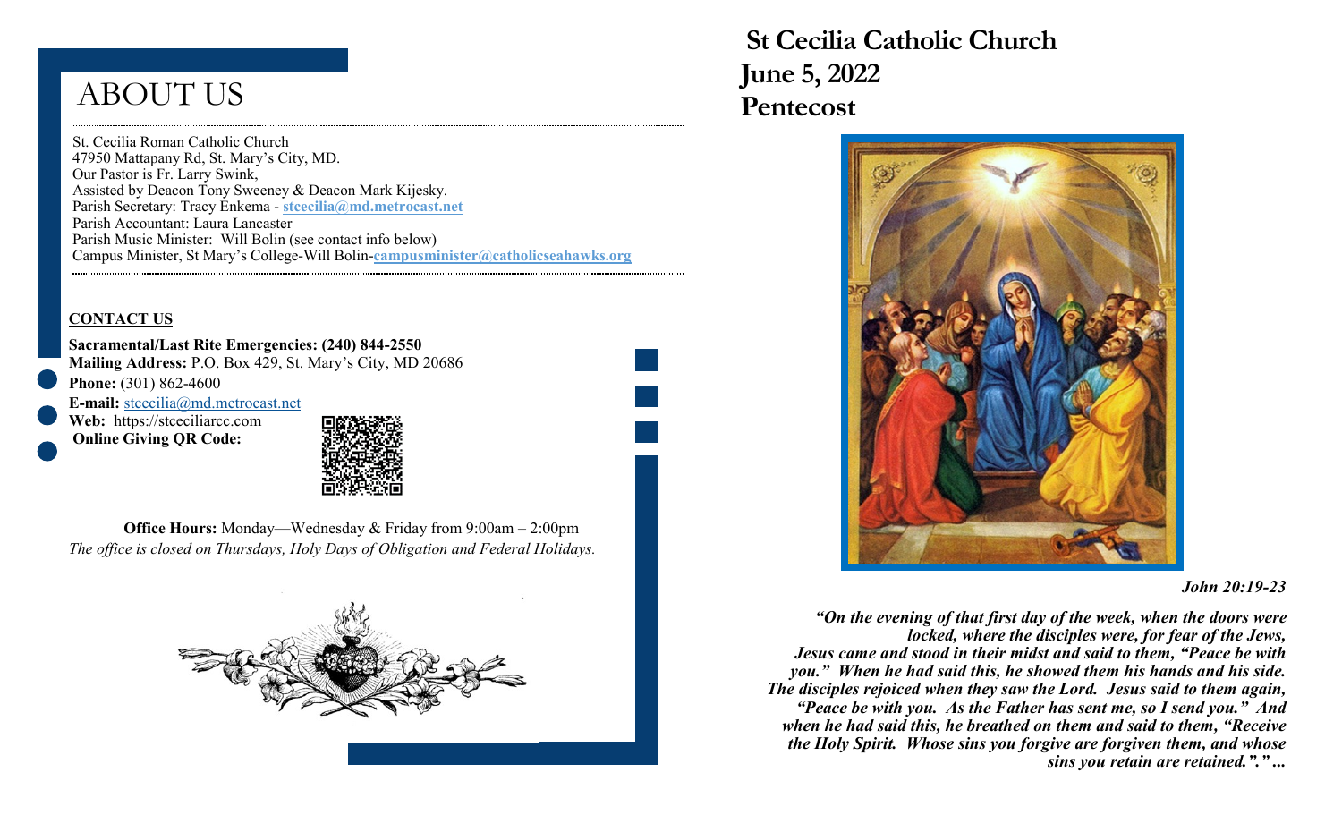# ABOUT US

St. Cecilia Roman Catholic Church
47950 Mattapany Rd, St. Mary's City, MD.
Our Pastor is Fr. Larry Swink,
Assisted by Deacon Tony Sweeney & Deacon Mark Kijesky.
Parish Secretary: Tracy Enkema - **stcecilia@md.metrocast.net**
Parish Accountant: Laura Lancaster
Parish Music Minister: Will Bolin (see contact info below)
Campus Minister, St Mary's College-Will Bolin-**campusminister@catholicseahawks.org**

## CONTACT US

**Sacramental/Last Rite Emergencies: (240) 844-2550**
**Mailing Address:** P.O. Box 429, St. Mary's City, MD 20686
**Phone:** (301) 862-4600
**E-mail:** stcecilia@md.metrocast.net
**Web:** https://stceciliarcc.com
**Online Giving QR Code:**

**Office Hours:** Monday—Wednesday & Friday from 9:00am – 2:00pm
*The office is closed on Thursdays, Holy Days of Obligation and Federal Holidays.*

# St Cecilia Catholic Church
# June 5, 2022
# Pentecost

***John 20:19-23***

***"On the evening of that first day of the week, when the doors were locked, where the disciples were, for fear of the Jews, Jesus came and stood in their midst and said to them, "Peace be with you." When he had said this, he showed them his hands and his side. The disciples rejoiced when they saw the Lord. Jesus said to them again, "Peace be with you. As the Father has sent me, so I send you." And when he had said this, he breathed on them and said to them, "Receive the Holy Spirit. Whose sins you forgive are forgiven them, and whose sins you retain are retained."." ...***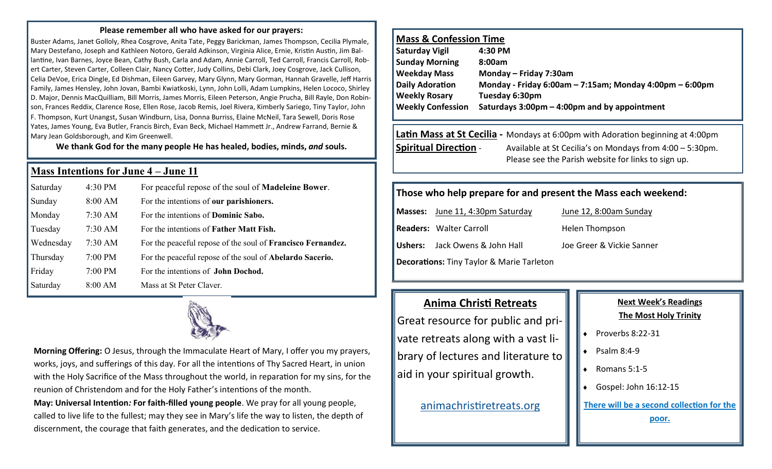**Please remember all who have asked for our prayers:**

Buster Adams, Janet Golloly, Rhea Cosgrove, Anita Tate, Peggy Barickman, James Thompson, Cecilia Plymale, Mary Destefano, Joseph and Kathleen Notoro, Gerald Adkinson, Virginia Alice, Ernie, Kristin Austin, Jim Ballantine, Ivan Barnes, Joyce Bean, Cathy Bush, Carla and Adam, Annie Carroll, Ted Carroll, Francis Carroll, Robert Carter, Steven Carter, Colleen Clair, Nancy Cotter, Judy Collins, Debi Clark, Joey Cosgrove, Jack Cullison, Celia DeVoe, Erica Dingle, Ed Dishman, Eileen Garvey, Mary Glynn, Mary Gorman, Hannah Gravelle, Jeff Harris Family, James Hensley, John Jovan, Bambi Kwiatkoski, Lynn, John Lolli, Adam Lumpkins, Helen Lococo, Shirley D. Major, Dennis MacQuilliam, Bill Morris, James Morris, Eileen Peterson, Angie Prucha, Bill Rayle, Don Robinson, Frances Reddix, Clarence Rose, Ellen Rose, Jacob Remis, Joel Rivera, Kimberly Sariego, Tiny Taylor, John F. Thompson, Kurt Unangst, Susan Windburn, Lisa, Donna Burriss, Elaine McNeil, Tara Sewell, Doris Rose Yates, James Young, Eva Butler, Francis Birch, Evan Beck, Michael Hammett Jr., Andrew Farrand, Bernie & Mary Jean Goldsborough, and Kim Greenwell.

**We thank God for the many people He has healed, bodies, minds, *and* souls.**

## Mass Intentions for June 4 – June 11

| | | |
|---|---|---|
| Saturday | 4:30 PM | For peaceful repose of the soul of **Madeleine Bower**. |
| Sunday | 8:00 AM | For the intentions of **our parishioners.** |
| Monday | 7:30 AM | For the intentions of **Dominic Sabo.** |
| Tuesday | 7:30 AM | For the intentions of **Father Matt Fish.** |
| Wednesday | 7:30 AM | For the peaceful repose of the soul of **Francisco Fernandez.** |
| Thursday | 7:00 PM | For the peaceful repose of the soul of **Abelardo Sacerio.** |
| Friday | 7:00 PM | For the intentions of **John Dochod.** |
| Saturday | 8:00 AM | Mass at St Peter Claver. |

**Morning Offering:** O Jesus, through the Immaculate Heart of Mary, I offer you my prayers, works, joys, and sufferings of this day. For all the intentions of Thy Sacred Heart, in union with the Holy Sacrifice of the Mass throughout the world, in reparation for my sins, for the reunion of Christendom and for the Holy Father's intentions of the month.

**May: Universal Intention*:* For faith-filled young people**. We pray for all young people, called to live life to the fullest; may they see in Mary's life the way to listen, the depth of discernment, the courage that faith generates, and the dedication to service.

## Mass & Confession Time

| | |
|---|---|
| **Saturday Vigil** | **4:30 PM** |
| **Sunday Morning** | **8:00am** |
| **Weekday Mass** | **Monday – Friday 7:30am** |
| **Daily Adoration** | **Monday - Friday 6:00am – 7:15am; Monday 4:00pm – 6:00pm** |
| **Weekly Rosary** | **Tuesday 6:30pm** |
| **Weekly Confession** | **Saturdays 3:00pm – 4:00pm and by appointment** |

**Latin Mass at St Cecilia -** Mondays at 6:00pm with Adoration beginning at 4:00pm

**Spiritual Direction** - Available at St Cecilia's on Mondays from 4:00 – 5:30pm. Please see the Parish website for links to sign up.

### Those who help prepare for and present the Mass each weekend:

| | | |
|---|---|---|
| **Masses:** | June 11, 4:30pm Saturday | June 12, 8:00am Sunday |
| **Readers:** | Walter Carroll | Helen Thompson |
| **Ushers:** | Jack Owens & John Hall | Joe Greer & Vickie Sanner |

**Decorations:** Tiny Taylor & Marie Tarleton

### Anima Christi Retreats

Great resource for public and private retreats along with a vast library of lectures and literature to aid in your spiritual growth.

animachristiretreats.org

### Next Week's Readings
### The Most Holy Trinity

- Proverbs 8:22-31
- Psalm 8:4-9
- Romans 5:1-5
- Gospel: John 16:12-15

**There will be a second collection for the poor.**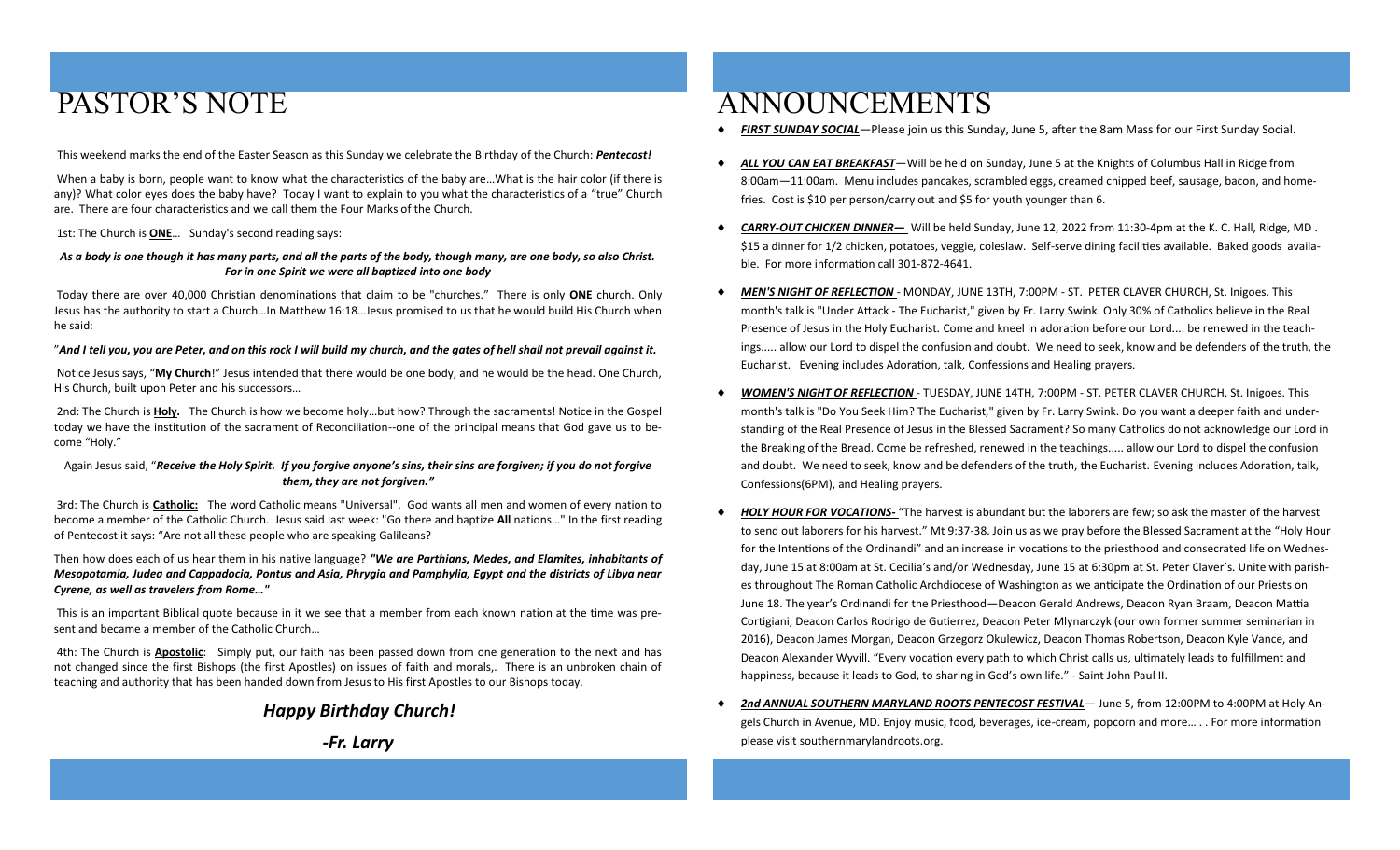# PASTOR'S NOTE

This weekend marks the end of the Easter Season as this Sunday we celebrate the Birthday of the Church: ***Pentecost!***

When a baby is born, people want to know what the characteristics of the baby are…What is the hair color (if there is any)? What color eyes does the baby have? Today I want to explain to you what the characteristics of a "true" Church are. There are four characteristics and we call them the Four Marks of the Church.

1st: The Church is **ONE**… Sunday's second reading says:

***As a body is one though it has many parts, and all the parts of the body, though many, are one body, so also Christ. For in one Spirit we were all baptized into one body***

Today there are over 40,000 Christian denominations that claim to be "churches." There is only **ONE** church. Only Jesus has the authority to start a Church…In Matthew 16:18…Jesus promised to us that he would build His Church when he said:

"***And I tell you, you are Peter, and on this rock I will build my church, and the gates of hell shall not prevail against it.***

Notice Jesus says, "**My Church**!" Jesus intended that there would be one body, and he would be the head. One Church, His Church, built upon Peter and his successors…

2nd: The Church is **Holy.** The Church is how we become holy…but how? Through the sacraments! Notice in the Gospel today we have the institution of the sacrament of Reconciliation--one of the principal means that God gave us to become "Holy."

Again Jesus said, "***Receive the Holy Spirit. If you forgive anyone's sins, their sins are forgiven; if you do not forgive them, they are not forgiven."***

3rd: The Church is **Catholic:** The word Catholic means "Universal". God wants all men and women of every nation to become a member of the Catholic Church. Jesus said last week: "Go there and baptize **All** nations…" In the first reading of Pentecost it says: "Are not all these people who are speaking Galileans?

Then how does each of us hear them in his native language? ***"We are Parthians, Medes, and Elamites, inhabitants of Mesopotamia, Judea and Cappadocia, Pontus and Asia, Phrygia and Pamphylia, Egypt and the districts of Libya near Cyrene, as well as travelers from Rome…"***

This is an important Biblical quote because in it we see that a member from each known nation at the time was present and became a member of the Catholic Church…

4th: The Church is **Apostolic**: Simply put, our faith has been passed down from one generation to the next and has not changed since the first Bishops (the first Apostles) on issues of faith and morals,. There is an unbroken chain of teaching and authority that has been handed down from Jesus to His first Apostles to our Bishops today.

***Happy Birthday Church!***

***-Fr. Larry***

# ANNOUNCEMENTS

- ***FIRST SUNDAY SOCIAL***—Please join us this Sunday, June 5, after the 8am Mass for our First Sunday Social.
- ***ALL YOU CAN EAT BREAKFAST***—Will be held on Sunday, June 5 at the Knights of Columbus Hall in Ridge from 8:00am—11:00am. Menu includes pancakes, scrambled eggs, creamed chipped beef, sausage, bacon, and home-fries. Cost is $10 per person/carry out and $5 for youth younger than 6.
- ***CARRY-OUT CHICKEN DINNER—*** Will be held Sunday, June 12, 2022 from 11:30-4pm at the K. C. Hall, Ridge, MD . $15 a dinner for 1/2 chicken, potatoes, veggie, coleslaw. Self-serve dining facilities available. Baked goods available. For more information call 301-872-4641.
- ***MEN'S NIGHT OF REFLECTION*** - MONDAY, JUNE 13TH, 7:00PM - ST. PETER CLAVER CHURCH, St. Inigoes. This month's talk is "Under Attack - The Eucharist," given by Fr. Larry Swink. Only 30% of Catholics believe in the Real Presence of Jesus in the Holy Eucharist. Come and kneel in adoration before our Lord.... be renewed in the teachings..... allow our Lord to dispel the confusion and doubt. We need to seek, know and be defenders of the truth, the Eucharist. Evening includes Adoration, talk, Confessions and Healing prayers.
- ***WOMEN'S NIGHT OF REFLECTION*** - TUESDAY, JUNE 14TH, 7:00PM - ST. PETER CLAVER CHURCH, St. Inigoes. This month's talk is "Do You Seek Him? The Eucharist," given by Fr. Larry Swink. Do you want a deeper faith and understanding of the Real Presence of Jesus in the Blessed Sacrament? So many Catholics do not acknowledge our Lord in the Breaking of the Bread. Come be refreshed, renewed in the teachings..... allow our Lord to dispel the confusion and doubt. We need to seek, know and be defenders of the truth, the Eucharist. Evening includes Adoration, talk, Confessions(6PM), and Healing prayers.
- ***HOLY HOUR FOR VOCATIONS-*** "The harvest is abundant but the laborers are few; so ask the master of the harvest to send out laborers for his harvest." Mt 9:37-38. Join us as we pray before the Blessed Sacrament at the "Holy Hour for the Intentions of the Ordinandi" and an increase in vocations to the priesthood and consecrated life on Wednesday, June 15 at 8:00am at St. Cecilia's and/or Wednesday, June 15 at 6:30pm at St. Peter Claver's. Unite with parishes throughout The Roman Catholic Archdiocese of Washington as we anticipate the Ordination of our Priests on June 18. The year's Ordinandi for the Priesthood—Deacon Gerald Andrews, Deacon Ryan Braam, Deacon Mattia Cortigiani, Deacon Carlos Rodrigo de Gutierrez, Deacon Peter Mlynarczyk (our own former summer seminarian in 2016), Deacon James Morgan, Deacon Grzegorz Okulewicz, Deacon Thomas Robertson, Deacon Kyle Vance, and Deacon Alexander Wyvill. "Every vocation every path to which Christ calls us, ultimately leads to fulfillment and happiness, because it leads to God, to sharing in God's own life." - Saint John Paul II.
- ***2nd ANNUAL SOUTHERN MARYLAND ROOTS PENTECOST FESTIVAL***— June 5, from 12:00PM to 4:00PM at Holy Angels Church in Avenue, MD. Enjoy music, food, beverages, ice-cream, popcorn and more… . . For more information please visit southernmarylandroots.org.